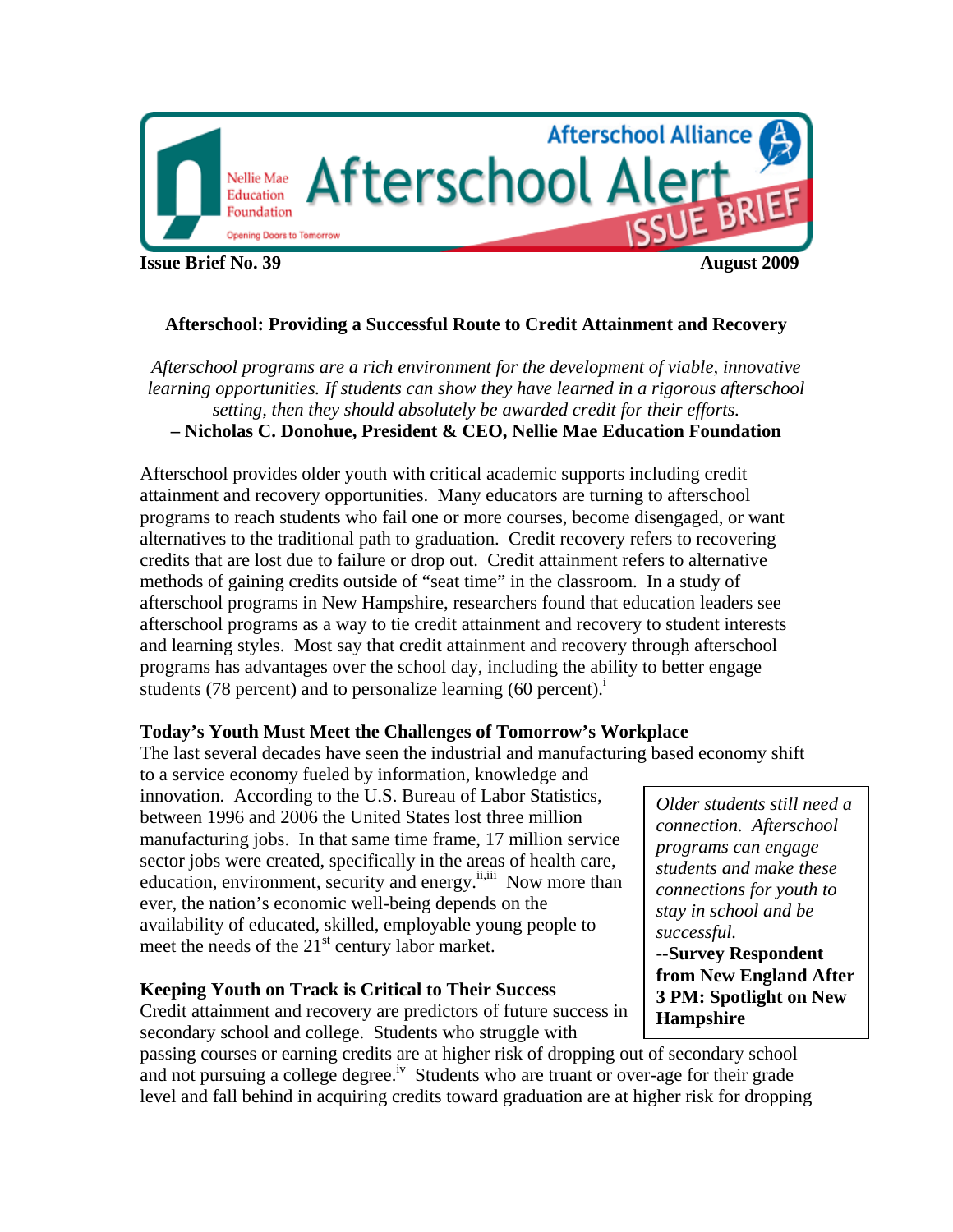Afterschool Alliance

Nellie Mae Education Foundation — Opening Doors to Tomorrow

# Afterschool Alert ISSUE BRIEF

**Issue Brief No. 39** **August 2009**

## Afterschool: Providing a Successful Route to Credit Attainment and Recovery

*Afterschool programs are a rich environment for the development of viable, innovative learning opportunities. If students can show they have learned in a rigorous afterschool setting, then they should absolutely be awarded credit for their efforts.*
**– Nicholas C. Donohue, President & CEO, Nellie Mae Education Foundation**

Afterschool provides older youth with critical academic supports including credit attainment and recovery opportunities. Many educators are turning to afterschool programs to reach students who fail one or more courses, become disengaged, or want alternatives to the traditional path to graduation. Credit recovery refers to recovering credits that are lost due to failure or drop out. Credit attainment refers to alternative methods of gaining credits outside of "seat time" in the classroom. In a study of afterschool programs in New Hampshire, researchers found that education leaders see afterschool programs as a way to tie credit attainment and recovery to student interests and learning styles. Most say that credit attainment and recovery through afterschool programs has advantages over the school day, including the ability to better engage students (78 percent) and to personalize learning (60 percent).[i]

### Today's Youth Must Meet the Challenges of Tomorrow's Workplace

The last several decades have seen the industrial and manufacturing based economy shift to a service economy fueled by information, knowledge and innovation. According to the U.S. Bureau of Labor Statistics, between 1996 and 2006 the United States lost three million manufacturing jobs. In that same time frame, 17 million service sector jobs were created, specifically in the areas of health care, education, environment, security and energy.[ii,iii] Now more than ever, the nation's economic well-being depends on the availability of educated, skilled, employable young people to meet the needs of the 21st century labor market.

> *Older students still need a connection. Afterschool programs can engage students and make these connections for youth to stay in school and be successful.*
> --**Survey Respondent from New England After 3 PM: Spotlight on New Hampshire**

### Keeping Youth on Track is Critical to Their Success

Credit attainment and recovery are predictors of future success in secondary school and college. Students who struggle with passing courses or earning credits are at higher risk of dropping out of secondary school and not pursuing a college degree.[iv] Students who are truant or over-age for their grade level and fall behind in acquiring credits toward graduation are at higher risk for dropping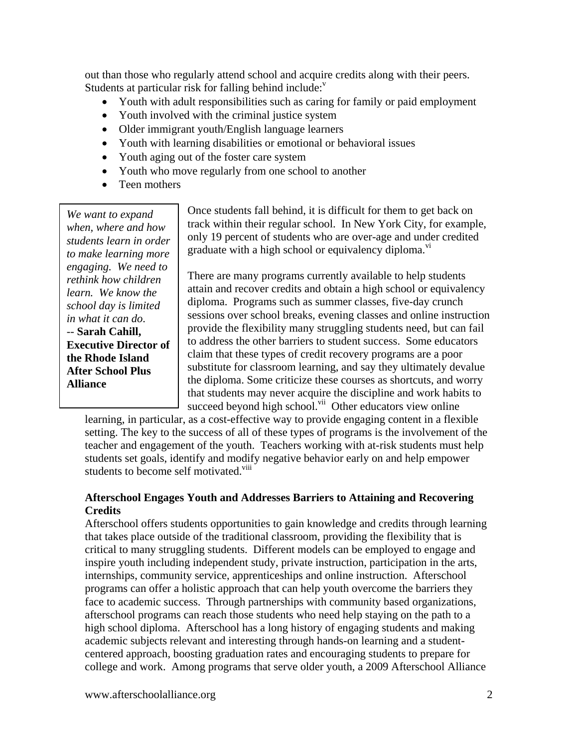out than those who regularly attend school and acquire credits along with their peers. Students at particular risk for falling behind include:[v]

- Youth with adult responsibilities such as caring for family or paid employment
- Youth involved with the criminal justice system
- Older immigrant youth/English language learners
- Youth with learning disabilities or emotional or behavioral issues
- Youth aging out of the foster care system
- Youth who move regularly from one school to another
- Teen mothers

> *We want to expand when, where and how students learn in order to make learning more engaging. We need to rethink how children learn. We know the school day is limited in what it can do.*
> -- **Sarah Cahill, Executive Director of the Rhode Island After School Plus Alliance**

Once students fall behind, it is difficult for them to get back on track within their regular school. In New York City, for example, only 19 percent of students who are over-age and under credited graduate with a high school or equivalency diploma.[vi]

There are many programs currently available to help students attain and recover credits and obtain a high school or equivalency diploma. Programs such as summer classes, five-day crunch sessions over school breaks, evening classes and online instruction provide the flexibility many struggling students need, but can fail to address the other barriers to student success. Some educators claim that these types of credit recovery programs are a poor substitute for classroom learning, and say they ultimately devalue the diploma. Some criticize these courses as shortcuts, and worry that students may never acquire the discipline and work habits to succeed beyond high school.[vii] Other educators view online learning, in particular, as a cost-effective way to provide engaging content in a flexible setting. The key to the success of all of these types of programs is the involvement of the teacher and engagement of the youth. Teachers working with at-risk students must help students set goals, identify and modify negative behavior early on and help empower students to become self motivated.[viii]

### Afterschool Engages Youth and Addresses Barriers to Attaining and Recovering Credits

Afterschool offers students opportunities to gain knowledge and credits through learning that takes place outside of the traditional classroom, providing the flexibility that is critical to many struggling students. Different models can be employed to engage and inspire youth including independent study, private instruction, participation in the arts, internships, community service, apprenticeships and online instruction. Afterschool programs can offer a holistic approach that can help youth overcome the barriers they face to academic success. Through partnerships with community based organizations, afterschool programs can reach those students who need help staying on the path to a high school diploma. Afterschool has a long history of engaging students and making academic subjects relevant and interesting through hands-on learning and a student-centered approach, boosting graduation rates and encouraging students to prepare for college and work. Among programs that serve older youth, a 2009 Afterschool Alliance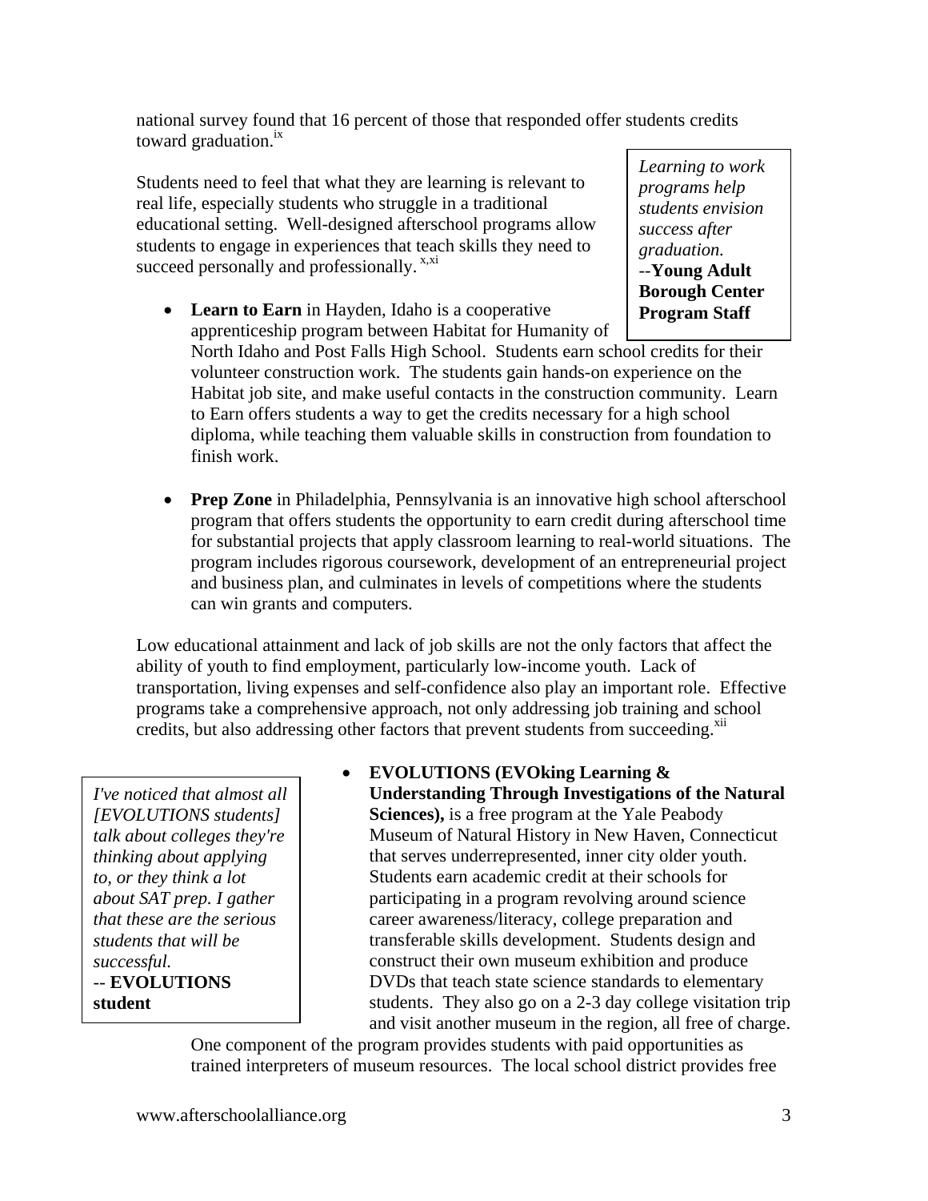national survey found that 16 percent of those that responded offer students credits toward graduation.[ix]

Students need to feel that what they are learning is relevant to real life, especially students who struggle in a traditional educational setting. Well-designed afterschool programs allow students to engage in experiences that teach skills they need to succeed personally and professionally.[x,xi]

> *Learning to work programs help students envision success after graduation.*
> --**Young Adult Borough Center Program Staff**

- **Learn to Earn** in Hayden, Idaho is a cooperative apprenticeship program between Habitat for Humanity of North Idaho and Post Falls High School. Students earn school credits for their volunteer construction work. The students gain hands-on experience on the Habitat job site, and make useful contacts in the construction community. Learn to Earn offers students a way to get the credits necessary for a high school diploma, while teaching them valuable skills in construction from foundation to finish work.

- **Prep Zone** in Philadelphia, Pennsylvania is an innovative high school afterschool program that offers students the opportunity to earn credit during afterschool time for substantial projects that apply classroom learning to real-world situations. The program includes rigorous coursework, development of an entrepreneurial project and business plan, and culminates in levels of competitions where the students can win grants and computers.

Low educational attainment and lack of job skills are not the only factors that affect the ability of youth to find employment, particularly low-income youth. Lack of transportation, living expenses and self-confidence also play an important role. Effective programs take a comprehensive approach, not only addressing job training and school credits, but also addressing other factors that prevent students from succeeding.[xii]

> *I've noticed that almost all [EVOLUTIONS students] talk about colleges they're thinking about applying to, or they think a lot about SAT prep. I gather that these are the serious students that will be successful.*
> -- **EVOLUTIONS student**

- **EVOLUTIONS (EVOking Learning & Understanding Through Investigations of the Natural Sciences),** is a free program at the Yale Peabody Museum of Natural History in New Haven, Connecticut that serves underrepresented, inner city older youth. Students earn academic credit at their schools for participating in a program revolving around science career awareness/literacy, college preparation and transferable skills development. Students design and construct their own museum exhibition and produce DVDs that teach state science standards to elementary students. They also go on a 2-3 day college visitation trip and visit another museum in the region, all free of charge. One component of the program provides students with paid opportunities as trained interpreters of museum resources. The local school district provides free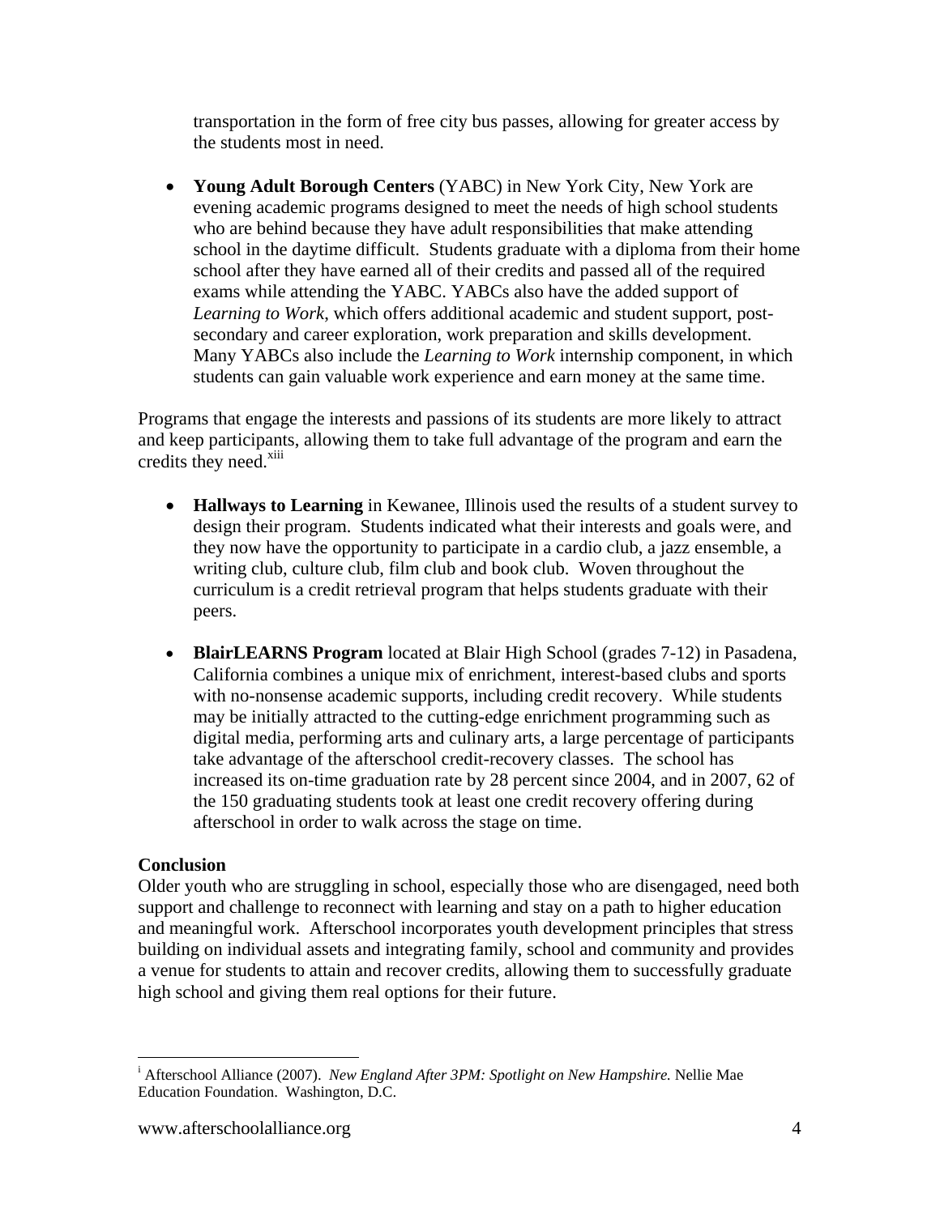transportation in the form of free city bus passes, allowing for greater access by the students most in need.

- **Young Adult Borough Centers** (YABC) in New York City, New York are evening academic programs designed to meet the needs of high school students who are behind because they have adult responsibilities that make attending school in the daytime difficult. Students graduate with a diploma from their home school after they have earned all of their credits and passed all of the required exams while attending the YABC. YABCs also have the added support of *Learning to Work*, which offers additional academic and student support, post-secondary and career exploration, work preparation and skills development. Many YABCs also include the *Learning to Work* internship component, in which students can gain valuable work experience and earn money at the same time.

Programs that engage the interests and passions of its students are more likely to attract and keep participants, allowing them to take full advantage of the program and earn the credits they need.[xiii]

- **Hallways to Learning** in Kewanee, Illinois used the results of a student survey to design their program. Students indicated what their interests and goals were, and they now have the opportunity to participate in a cardio club, a jazz ensemble, a writing club, culture club, film club and book club. Woven throughout the curriculum is a credit retrieval program that helps students graduate with their peers.

- **BlairLEARNS Program** located at Blair High School (grades 7-12) in Pasadena, California combines a unique mix of enrichment, interest-based clubs and sports with no-nonsense academic supports, including credit recovery. While students may be initially attracted to the cutting-edge enrichment programming such as digital media, performing arts and culinary arts, a large percentage of participants take advantage of the afterschool credit-recovery classes. The school has increased its on-time graduation rate by 28 percent since 2004, and in 2007, 62 of the 150 graduating students took at least one credit recovery offering during afterschool in order to walk across the stage on time.

**Conclusion**

Older youth who are struggling in school, especially those who are disengaged, need both support and challenge to reconnect with learning and stay on a path to higher education and meaningful work. Afterschool incorporates youth development principles that stress building on individual assets and integrating family, school and community and provides a venue for students to attain and recover credits, allowing them to successfully graduate high school and giving them real options for their future.

---

[i] Afterschool Alliance (2007). *New England After 3PM: Spotlight on New Hampshire.* Nellie Mae Education Foundation. Washington, D.C.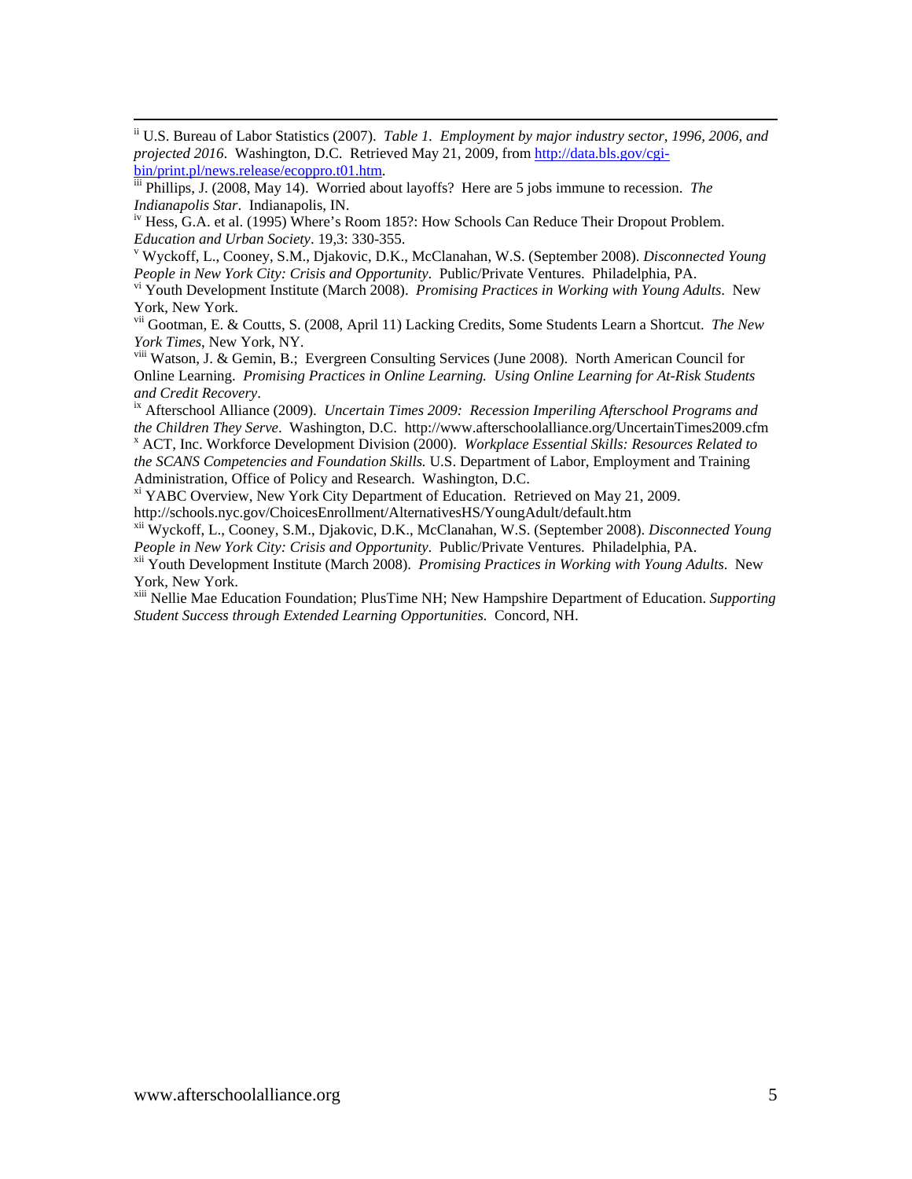[ii] U.S. Bureau of Labor Statistics (2007). *Table 1. Employment by major industry sector, 1996, 2006, and projected 2016*. Washington, D.C. Retrieved May 21, 2009, from [http://data.bls.gov/cgi-bin/print.pl/news.release/ecoppro.t01.htm](http://data.bls.gov/cgi-bin/print.pl/news.release/ecoppro.t01.htm).

[iii] Phillips, J. (2008, May 14). Worried about layoffs? Here are 5 jobs immune to recession. *The Indianapolis Star*. Indianapolis, IN.

[iv] Hess, G.A. et al. (1995) Where's Room 185?: How Schools Can Reduce Their Dropout Problem. *Education and Urban Society*. 19,3: 330-355.

[v] Wyckoff, L., Cooney, S.M., Djakovic, D.K., McClanahan, W.S. (September 2008). *Disconnected Young People in New York City: Crisis and Opportunity*. Public/Private Ventures. Philadelphia, PA.

[vi] Youth Development Institute (March 2008). *Promising Practices in Working with Young Adults*. New York, New York.

[vii] Gootman, E. & Coutts, S. (2008, April 11) Lacking Credits, Some Students Learn a Shortcut. *The New York Times*, New York, NY.

[viii] Watson, J. & Gemin, B.; Evergreen Consulting Services (June 2008). North American Council for Online Learning. *Promising Practices in Online Learning. Using Online Learning for At-Risk Students and Credit Recovery*.

[ix] Afterschool Alliance (2009). *Uncertain Times 2009: Recession Imperiling Afterschool Programs and the Children They Serve*. Washington, D.C. http://www.afterschoolalliance.org/UncertainTimes2009.cfm

[x] ACT, Inc. Workforce Development Division (2000). *Workplace Essential Skills: Resources Related to the SCANS Competencies and Foundation Skills.* U.S. Department of Labor, Employment and Training Administration, Office of Policy and Research. Washington, D.C.

[xi] YABC Overview, New York City Department of Education. Retrieved on May 21, 2009. http://schools.nyc.gov/ChoicesEnrollment/AlternativesHS/YoungAdult/default.htm

[xii] Wyckoff, L., Cooney, S.M., Djakovic, D.K., McClanahan, W.S. (September 2008). *Disconnected Young People in New York City: Crisis and Opportunity*. Public/Private Ventures. Philadelphia, PA.

[xii] Youth Development Institute (March 2008). *Promising Practices in Working with Young Adults*. New York, New York.

[xiii] Nellie Mae Education Foundation; PlusTime NH; New Hampshire Department of Education. *Supporting Student Success through Extended Learning Opportunities*. Concord, NH.